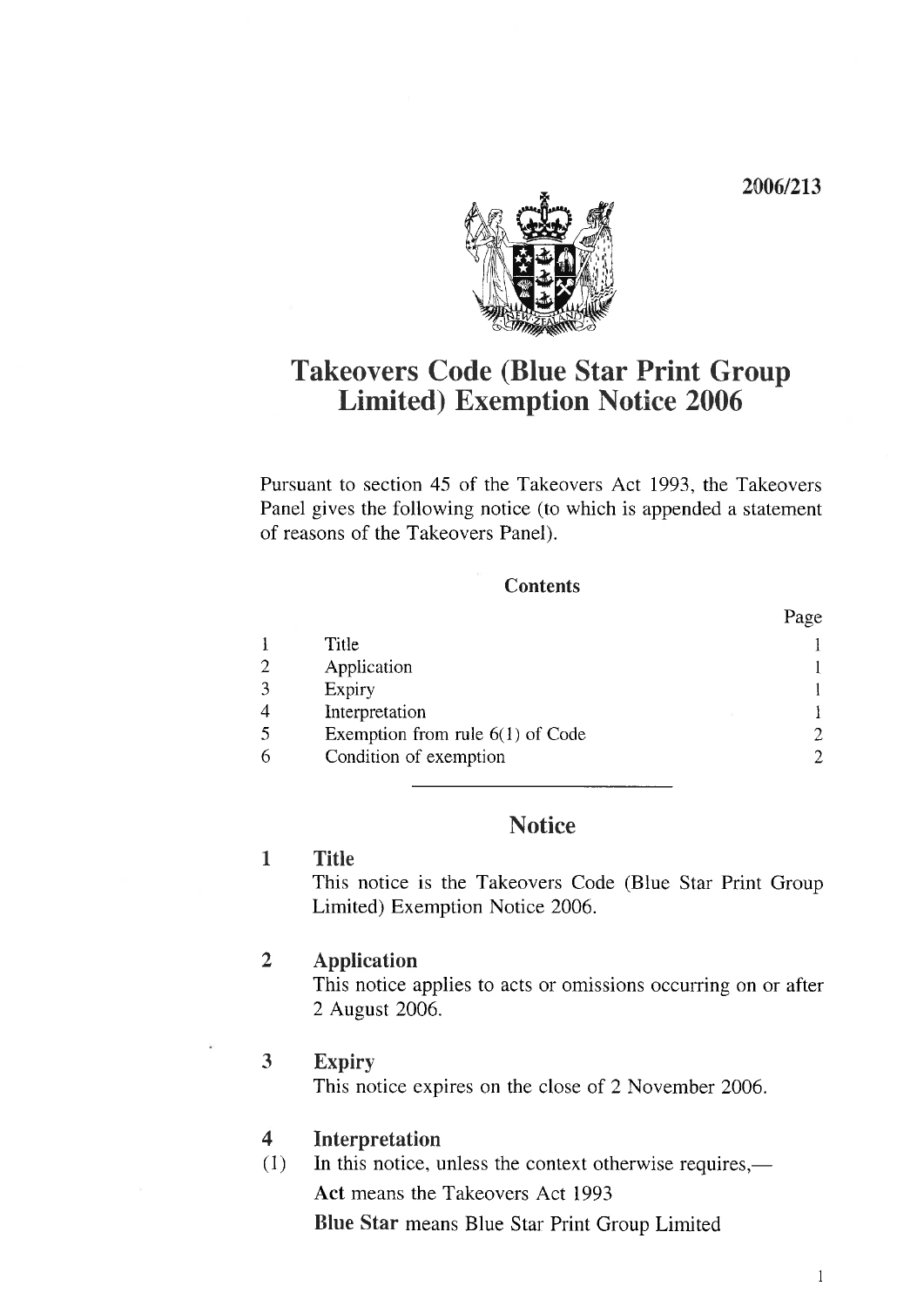2006/213

# Takeovers Code (Blue Star Print Group Limited) Exemption Notice 2006

Pursuant to section 45 of the Takeovers Act 1993, the Takeovers Panel gives the following notice (to which is appended a statement of reasons of the Takeovers Panel).

## Contents

| | | Page |
|---|---|---|
| 1 | Title | 1 |
| 2 | Application | 1 |
| 3 | Expiry | 1 |
| 4 | Interpretation | 1 |
| 5 | Exemption from rule 6(1) of Code | 2 |
| 6 | Condition of exemption | 2 |

## Notice

### 1 Title

This notice is the Takeovers Code (Blue Star Print Group Limited) Exemption Notice 2006.

### 2 Application

This notice applies to acts or omissions occurring on or after 2 August 2006.

### 3 Expiry

This notice expires on the close of 2 November 2006.

### 4 Interpretation

(1) In this notice, unless the context otherwise requires,—

**Act** means the Takeovers Act 1993

**Blue Star** means Blue Star Print Group Limited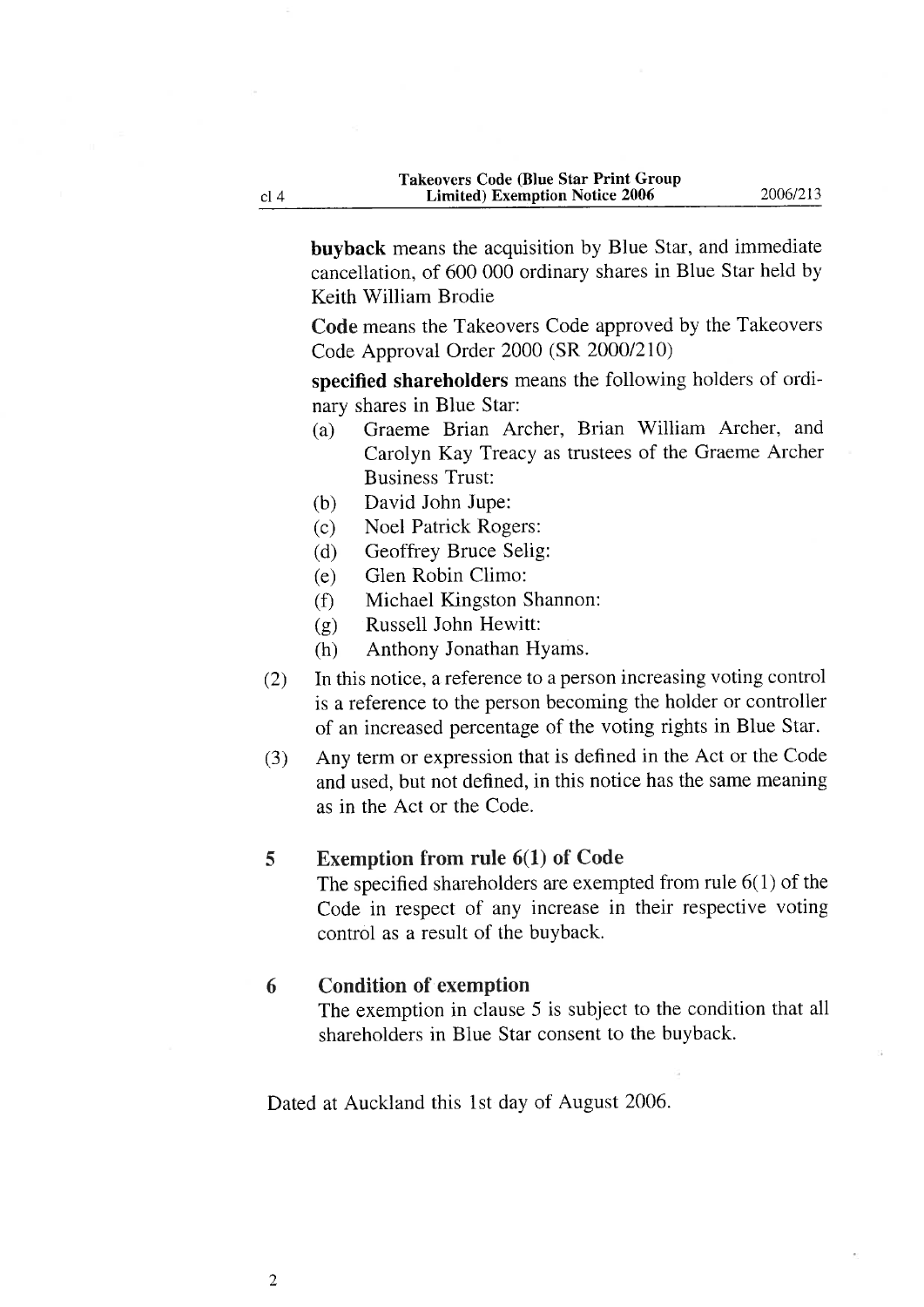**buyback** means the acquisition by Blue Star, and immediate cancellation, of 600 000 ordinary shares in Blue Star held by Keith William Brodie

**Code** means the Takeovers Code approved by the Takeovers Code Approval Order 2000 (SR 2000/210)

**specified shareholders** means the following holders of ordinary shares in Blue Star:

- (a) Graeme Brian Archer, Brian William Archer, and Carolyn Kay Treacy as trustees of the Graeme Archer Business Trust:
- (b) David John Jupe:
- (c) Noel Patrick Rogers:
- (d) Geoffrey Bruce Selig:
- (e) Glen Robin Climo:
- (f) Michael Kingston Shannon:
- (g) Russell John Hewitt:
- (h) Anthony Jonathan Hyams.

(2) In this notice, a reference to a person increasing voting control is a reference to the person becoming the holder or controller of an increased percentage of the voting rights in Blue Star.

(3) Any term or expression that is defined in the Act or the Code and used, but not defined, in this notice has the same meaning as in the Act or the Code.

## 5 Exemption from rule 6(1) of Code

The specified shareholders are exempted from rule 6(1) of the Code in respect of any increase in their respective voting control as a result of the buyback.

## 6 Condition of exemption

The exemption in clause 5 is subject to the condition that all shareholders in Blue Star consent to the buyback.

Dated at Auckland this 1st day of August 2006.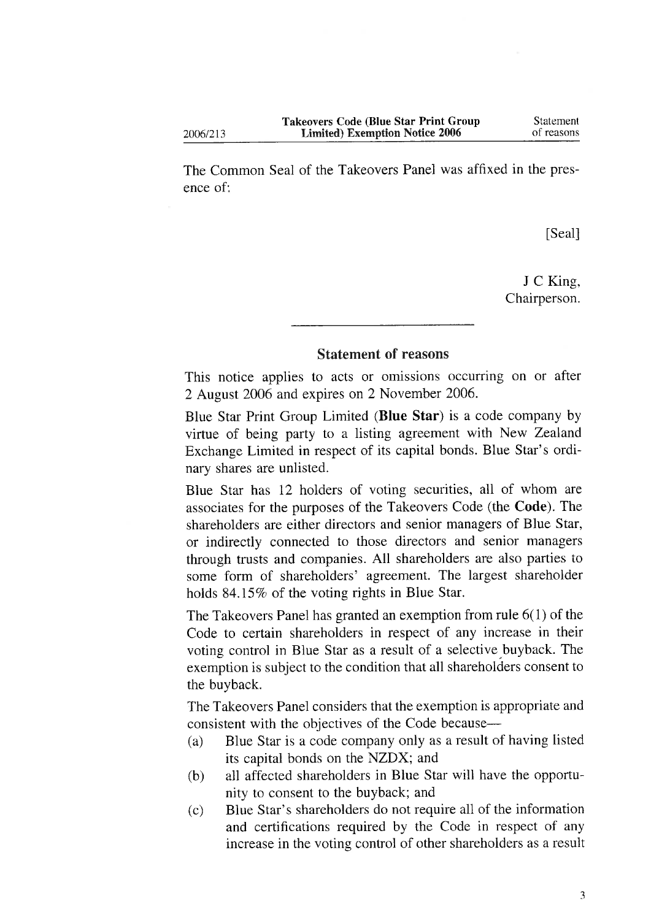The Common Seal of the Takeovers Panel was affixed in the presence of:

[Seal]

J C King,
Chairperson.

---

## Statement of reasons

This notice applies to acts or omissions occurring on or after 2 August 2006 and expires on 2 November 2006.

Blue Star Print Group Limited (**Blue Star**) is a code company by virtue of being party to a listing agreement with New Zealand Exchange Limited in respect of its capital bonds. Blue Star's ordinary shares are unlisted.

Blue Star has 12 holders of voting securities, all of whom are associates for the purposes of the Takeovers Code (the **Code**). The shareholders are either directors and senior managers of Blue Star, or indirectly connected to those directors and senior managers through trusts and companies. All shareholders are also parties to some form of shareholders' agreement. The largest shareholder holds 84.15% of the voting rights in Blue Star.

The Takeovers Panel has granted an exemption from rule 6(1) of the Code to certain shareholders in respect of any increase in their voting control in Blue Star as a result of a selective buyback. The exemption is subject to the condition that all shareholders consent to the buyback.

The Takeovers Panel considers that the exemption is appropriate and consistent with the objectives of the Code because—

(a) Blue Star is a code company only as a result of having listed its capital bonds on the NZDX; and

(b) all affected shareholders in Blue Star will have the opportunity to consent to the buyback; and

(c) Blue Star's shareholders do not require all of the information and certifications required by the Code in respect of any increase in the voting control of other shareholders as a result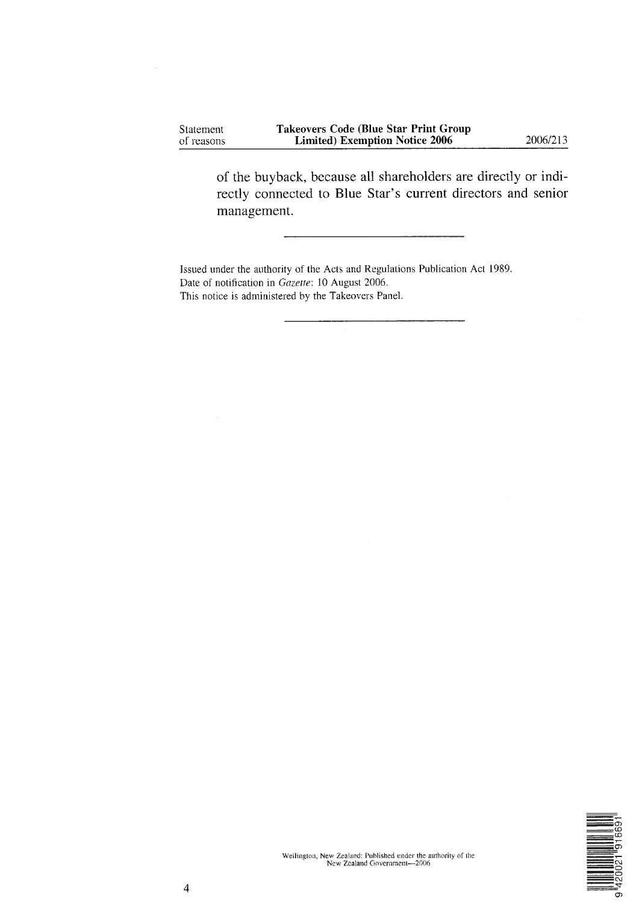of the buyback, because all shareholders are directly or indirectly connected to Blue Star's current directors and senior management.

---

Issued under the authority of the Acts and Regulations Publication Act 1989.
Date of notification in *Gazette*: 10 August 2006.
This notice is administered by the Takeovers Panel.

---

Wellington, New Zealand: Published under the authority of the New Zealand Government—2006